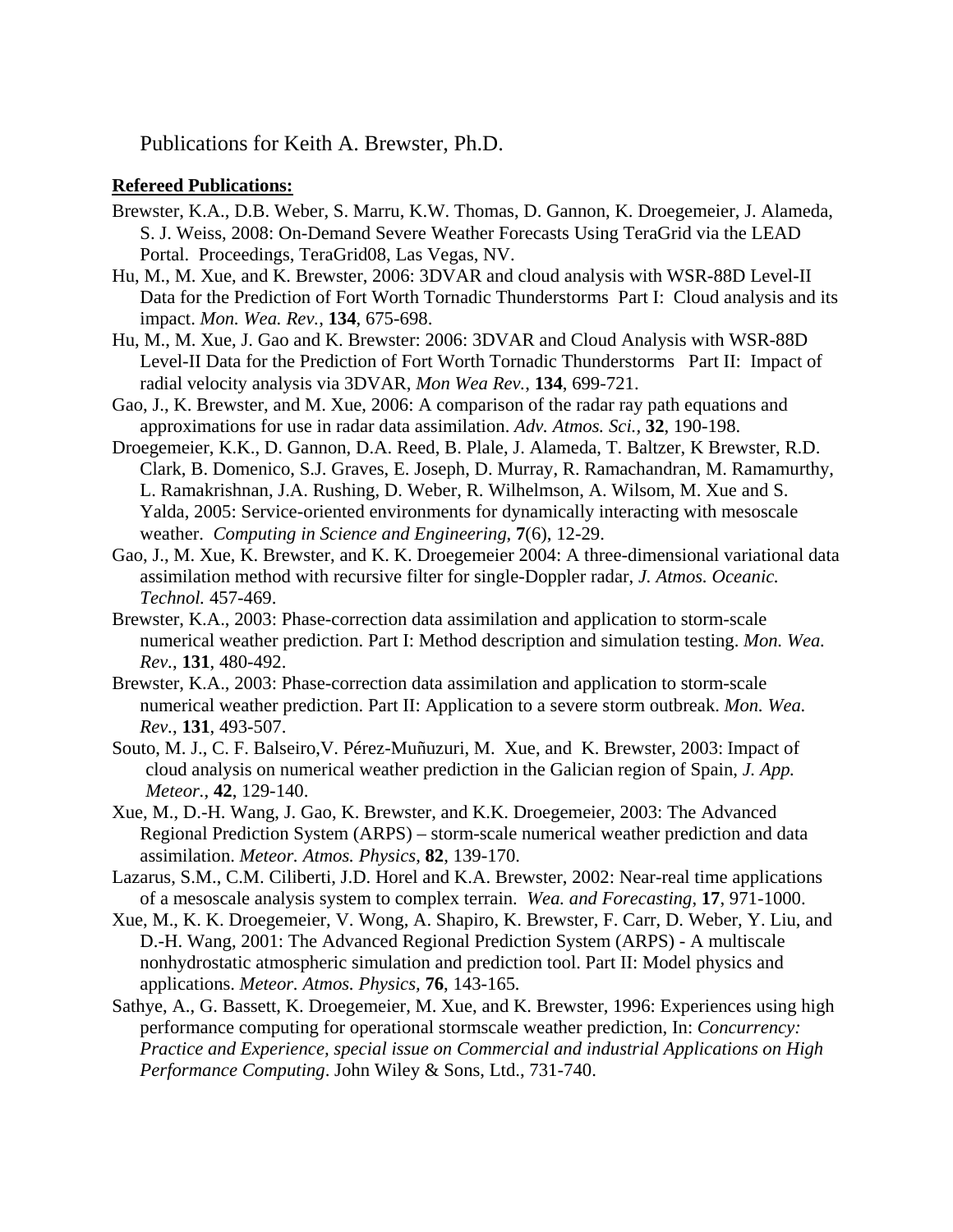Publications for Keith A. Brewster, Ph.D.

**Refereed Publications:**

Brewster, K.A., D.B. Weber, S. Marru, K.W. Thomas, D. Gannon, K. Droegemeier, J. Alameda, S. J. Weiss, 2008: On-Demand Severe Weather Forecasts Using TeraGrid via the LEAD Portal. Proceedings, TeraGrid08, Las Vegas, NV.

Hu, M., M. Xue, and K. Brewster, 2006: 3DVAR and cloud analysis with WSR-88D Level-II Data for the Prediction of Fort Worth Tornadic Thunderstorms Part I: Cloud analysis and its impact. *Mon. Wea. Rev.*, **134**, 675-698.

Hu, M., M. Xue, J. Gao and K. Brewster: 2006: 3DVAR and Cloud Analysis with WSR-88D Level-II Data for the Prediction of Fort Worth Tornadic Thunderstorms Part II: Impact of radial velocity analysis via 3DVAR, *Mon Wea Rev.*, **134**, 699-721.

Gao, J., K. Brewster, and M. Xue, 2006: A comparison of the radar ray path equations and approximations for use in radar data assimilation. *Adv. Atmos. Sci.*, **32**, 190-198.

Droegemeier, K.K., D. Gannon, D.A. Reed, B. Plale, J. Alameda, T. Baltzer, K Brewster, R.D. Clark, B. Domenico, S.J. Graves, E. Joseph, D. Murray, R. Ramachandran, M. Ramamurthy, L. Ramakrishnan, J.A. Rushing, D. Weber, R. Wilhelmson, A. Wilsom, M. Xue and S. Yalda, 2005: Service-oriented environments for dynamically interacting with mesoscale weather. *Computing in Science and Engineering*, **7**(6), 12-29.

Gao, J., M. Xue, K. Brewster, and K. K. Droegemeier 2004: A three-dimensional variational data assimilation method with recursive filter for single-Doppler radar, *J. Atmos. Oceanic. Technol.* 457-469.

Brewster, K.A., 2003: Phase-correction data assimilation and application to storm-scale numerical weather prediction. Part I: Method description and simulation testing. *Mon. Wea. Rev.*, **131**, 480-492.

Brewster, K.A., 2003: Phase-correction data assimilation and application to storm-scale numerical weather prediction. Part II: Application to a severe storm outbreak. *Mon. Wea. Rev.*, **131**, 493-507.

Souto, M. J., C. F. Balseiro,V. Pérez-Muñuzuri, M. Xue, and K. Brewster, 2003: Impact of cloud analysis on numerical weather prediction in the Galician region of Spain, *J. App. Meteor.*, **42**, 129-140.

Xue, M., D.-H. Wang, J. Gao, K. Brewster, and K.K. Droegemeier, 2003: The Advanced Regional Prediction System (ARPS) – storm-scale numerical weather prediction and data assimilation. *Meteor. Atmos. Physics*, **82**, 139-170.

Lazarus, S.M., C.M. Ciliberti, J.D. Horel and K.A. Brewster, 2002: Near-real time applications of a mesoscale analysis system to complex terrain. *Wea. and Forecasting*, **17**, 971-1000.

Xue, M., K. K. Droegemeier, V. Wong, A. Shapiro, K. Brewster, F. Carr, D. Weber, Y. Liu, and D.-H. Wang, 2001: The Advanced Regional Prediction System (ARPS) - A multiscale nonhydrostatic atmospheric simulation and prediction tool. Part II: Model physics and applications. *Meteor. Atmos. Physics*, **76**, 143-165.

Sathye, A., G. Bassett, K. Droegemeier, M. Xue, and K. Brewster, 1996: Experiences using high performance computing for operational stormscale weather prediction, In: *Concurrency: Practice and Experience, special issue on Commercial and industrial Applications on High Performance Computing*. John Wiley & Sons, Ltd., 731-740.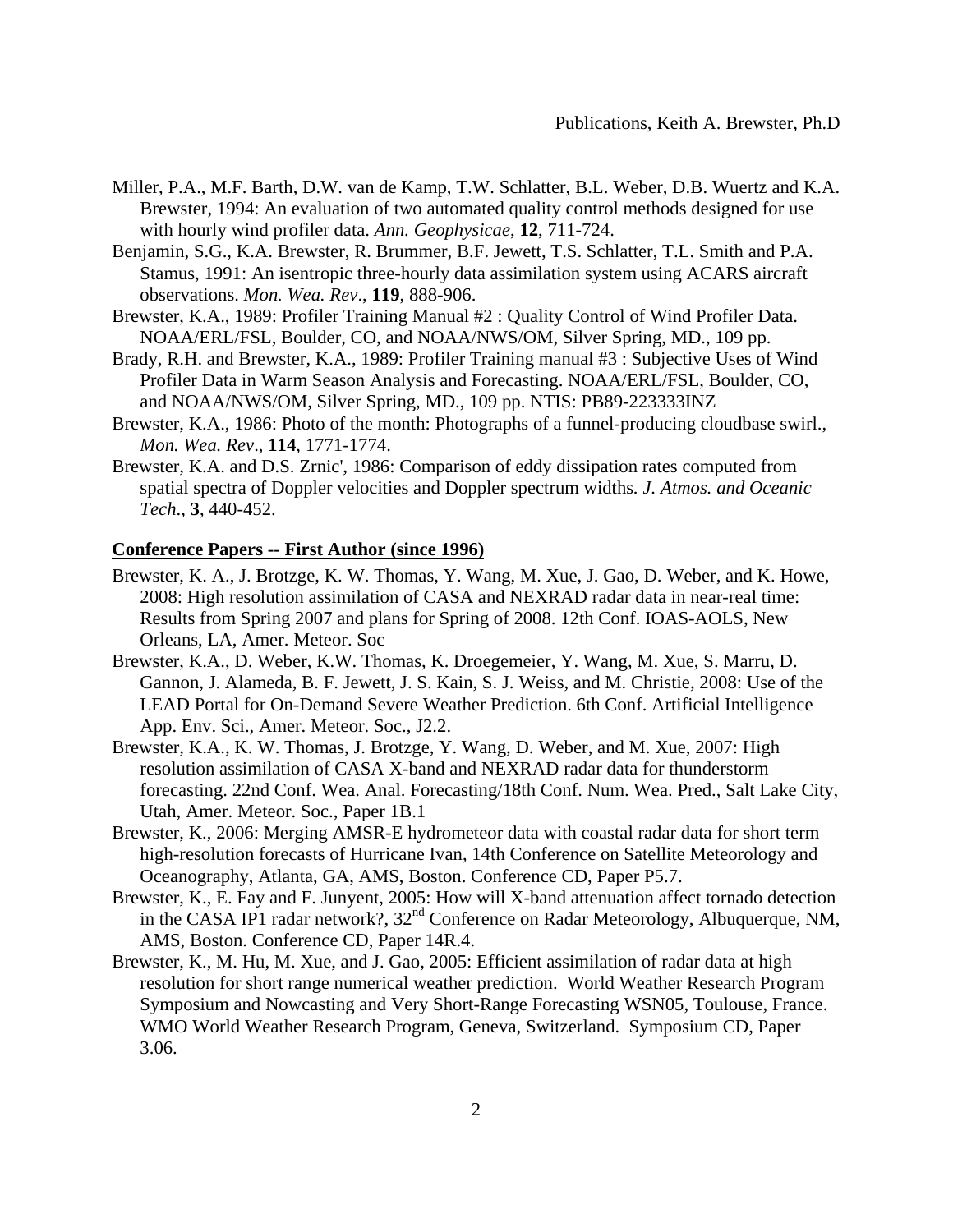Miller, P.A., M.F. Barth, D.W. van de Kamp, T.W. Schlatter, B.L. Weber, D.B. Wuertz and K.A. Brewster, 1994: An evaluation of two automated quality control methods designed for use with hourly wind profiler data. *Ann. Geophysicae*, **12**, 711-724.

Benjamin, S.G., K.A. Brewster, R. Brummer, B.F. Jewett, T.S. Schlatter, T.L. Smith and P.A. Stamus, 1991: An isentropic three-hourly data assimilation system using ACARS aircraft observations. *Mon. Wea. Rev*., **119**, 888-906.

Brewster, K.A., 1989: Profiler Training Manual #2 : Quality Control of Wind Profiler Data. NOAA/ERL/FSL, Boulder, CO, and NOAA/NWS/OM, Silver Spring, MD., 109 pp.

Brady, R.H. and Brewster, K.A., 1989: Profiler Training manual #3 : Subjective Uses of Wind Profiler Data in Warm Season Analysis and Forecasting. NOAA/ERL/FSL, Boulder, CO, and NOAA/NWS/OM, Silver Spring, MD., 109 pp. NTIS: PB89-223333INZ

Brewster, K.A., 1986: Photo of the month: Photographs of a funnel-producing cloudbase swirl., *Mon. Wea. Rev*., **114**, 1771-1774.

Brewster, K.A. and D.S. Zrnic', 1986: Comparison of eddy dissipation rates computed from spatial spectra of Doppler velocities and Doppler spectrum widths. *J. Atmos. and Oceanic Tech*., **3**, 440-452.

**Conference Papers -- First Author (since 1996)**

Brewster, K. A., J. Brotzge, K. W. Thomas, Y. Wang, M. Xue, J. Gao, D. Weber, and K. Howe, 2008: High resolution assimilation of CASA and NEXRAD radar data in near-real time: Results from Spring 2007 and plans for Spring of 2008. 12th Conf. IOAS-AOLS, New Orleans, LA, Amer. Meteor. Soc

Brewster, K.A., D. Weber, K.W. Thomas, K. Droegemeier, Y. Wang, M. Xue, S. Marru, D. Gannon, J. Alameda, B. F. Jewett, J. S. Kain, S. J. Weiss, and M. Christie, 2008: Use of the LEAD Portal for On-Demand Severe Weather Prediction. 6th Conf. Artificial Intelligence App. Env. Sci., Amer. Meteor. Soc., J2.2.

Brewster, K.A., K. W. Thomas, J. Brotzge, Y. Wang, D. Weber, and M. Xue, 2007: High resolution assimilation of CASA X-band and NEXRAD radar data for thunderstorm forecasting. 22nd Conf. Wea. Anal. Forecasting/18th Conf. Num. Wea. Pred., Salt Lake City, Utah, Amer. Meteor. Soc., Paper 1B.1

Brewster, K., 2006: Merging AMSR-E hydrometeor data with coastal radar data for short term high-resolution forecasts of Hurricane Ivan, 14th Conference on Satellite Meteorology and Oceanography, Atlanta, GA, AMS, Boston. Conference CD, Paper P5.7.

Brewster, K., E. Fay and F. Junyent, 2005: How will X-band attenuation affect tornado detection in the CASA IP1 radar network?, 32nd Conference on Radar Meteorology, Albuquerque, NM, AMS, Boston. Conference CD, Paper 14R.4.

Brewster, K., M. Hu, M. Xue, and J. Gao, 2005: Efficient assimilation of radar data at high resolution for short range numerical weather prediction. World Weather Research Program Symposium and Nowcasting and Very Short-Range Forecasting WSN05, Toulouse, France. WMO World Weather Research Program, Geneva, Switzerland. Symposium CD, Paper 3.06.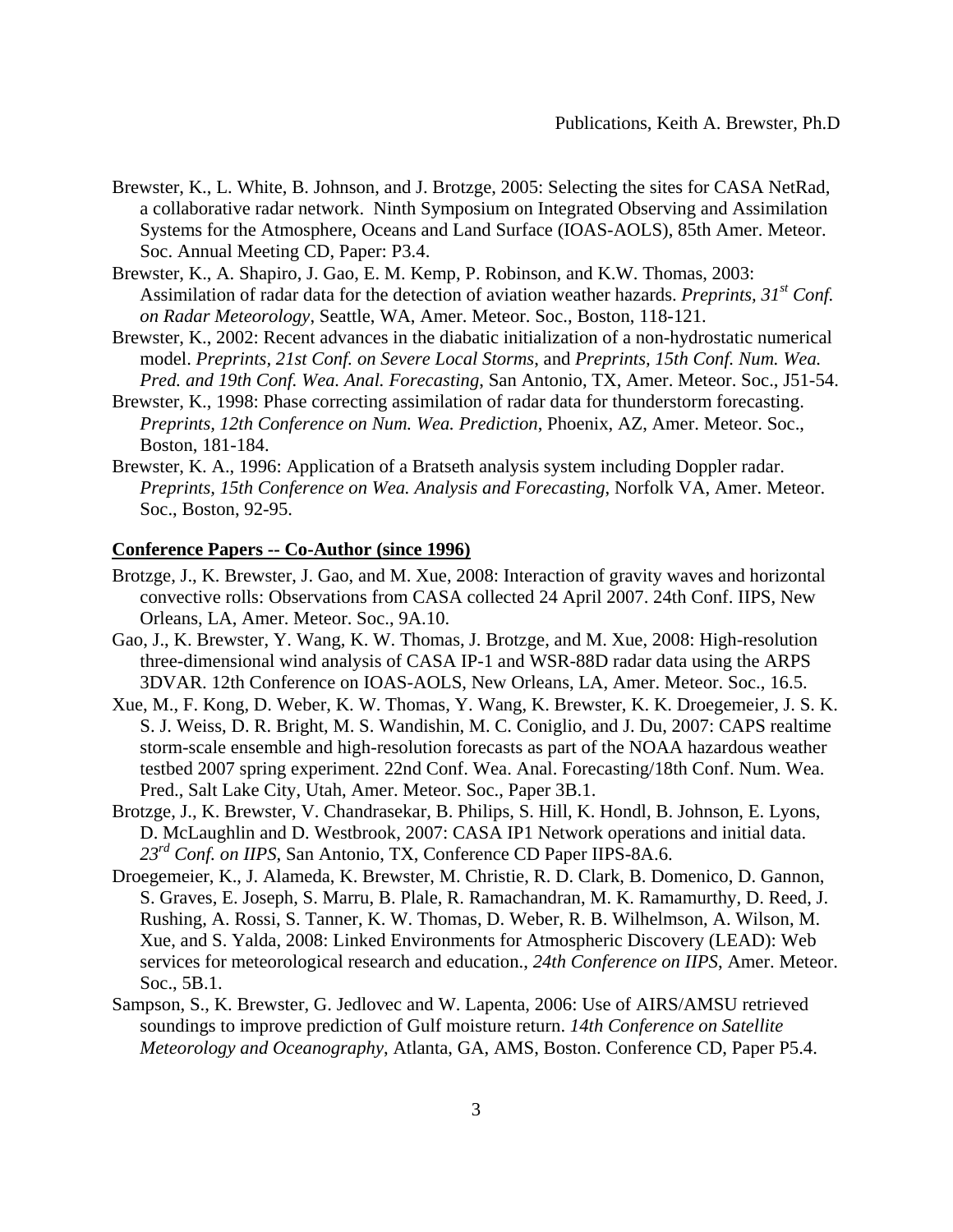Brewster, K., L. White, B. Johnson, and J. Brotzge, 2005: Selecting the sites for CASA NetRad, a collaborative radar network. Ninth Symposium on Integrated Observing and Assimilation Systems for the Atmosphere, Oceans and Land Surface (IOAS-AOLS), 85th Amer. Meteor. Soc. Annual Meeting CD, Paper: P3.4.

Brewster, K., A. Shapiro, J. Gao, E. M. Kemp, P. Robinson, and K.W. Thomas, 2003: Assimilation of radar data for the detection of aviation weather hazards. *Preprints, 31st Conf. on Radar Meteorology*, Seattle, WA, Amer. Meteor. Soc., Boston, 118-121.

Brewster, K., 2002: Recent advances in the diabatic initialization of a non-hydrostatic numerical model. *Preprints, 21st Conf. on Severe Local Storms*, and *Preprints, 15th Conf. Num. Wea. Pred. and 19th Conf. Wea. Anal. Forecasting*, San Antonio, TX, Amer. Meteor. Soc., J51-54.

Brewster, K., 1998: Phase correcting assimilation of radar data for thunderstorm forecasting. *Preprints, 12th Conference on Num. Wea. Prediction*, Phoenix, AZ, Amer. Meteor. Soc., Boston, 181-184.

Brewster, K. A., 1996: Application of a Bratseth analysis system including Doppler radar. *Preprints, 15th Conference on Wea. Analysis and Forecasting*, Norfolk VA, Amer. Meteor. Soc., Boston, 92-95.

## Conference Papers -- Co-Author (since 1996)

Brotzge, J., K. Brewster, J. Gao, and M. Xue, 2008: Interaction of gravity waves and horizontal convective rolls: Observations from CASA collected 24 April 2007. 24th Conf. IIPS, New Orleans, LA, Amer. Meteor. Soc., 9A.10.

Gao, J., K. Brewster, Y. Wang, K. W. Thomas, J. Brotzge, and M. Xue, 2008: High-resolution three-dimensional wind analysis of CASA IP-1 and WSR-88D radar data using the ARPS 3DVAR. 12th Conference on IOAS-AOLS, New Orleans, LA, Amer. Meteor. Soc., 16.5.

Xue, M., F. Kong, D. Weber, K. W. Thomas, Y. Wang, K. Brewster, K. K. Droegemeier, J. S. K. S. J. Weiss, D. R. Bright, M. S. Wandishin, M. C. Coniglio, and J. Du, 2007: CAPS realtime storm-scale ensemble and high-resolution forecasts as part of the NOAA hazardous weather testbed 2007 spring experiment. 22nd Conf. Wea. Anal. Forecasting/18th Conf. Num. Wea. Pred., Salt Lake City, Utah, Amer. Meteor. Soc., Paper 3B.1.

Brotzge, J., K. Brewster, V. Chandrasekar, B. Philips, S. Hill, K. Hondl, B. Johnson, E. Lyons, D. McLaughlin and D. Westbrook, 2007: CASA IP1 Network operations and initial data. *23rd Conf. on IIPS*, San Antonio, TX, Conference CD Paper IIPS-8A.6.

Droegemeier, K., J. Alameda, K. Brewster, M. Christie, R. D. Clark, B. Domenico, D. Gannon, S. Graves, E. Joseph, S. Marru, B. Plale, R. Ramachandran, M. K. Ramamurthy, D. Reed, J. Rushing, A. Rossi, S. Tanner, K. W. Thomas, D. Weber, R. B. Wilhelmson, A. Wilson, M. Xue, and S. Yalda, 2008: Linked Environments for Atmospheric Discovery (LEAD): Web services for meteorological research and education., *24th Conference on IIPS*, Amer. Meteor. Soc., 5B.1.

Sampson, S., K. Brewster, G. Jedlovec and W. Lapenta, 2006: Use of AIRS/AMSU retrieved soundings to improve prediction of Gulf moisture return. *14th Conference on Satellite Meteorology and Oceanography*, Atlanta, GA, AMS, Boston. Conference CD, Paper P5.4.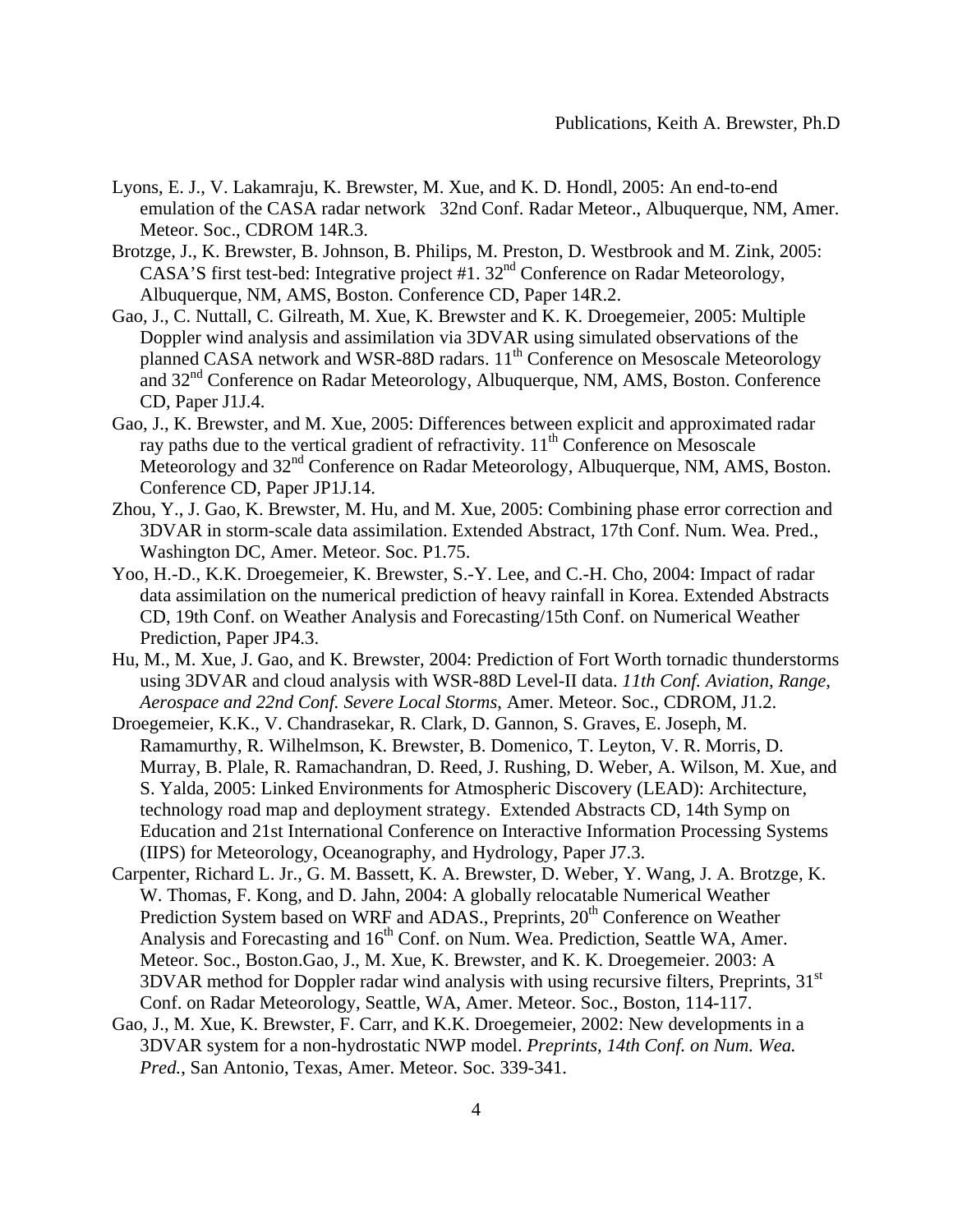Lyons, E. J., V. Lakamraju, K. Brewster, M. Xue, and K. D. Hondl, 2005: An end-to-end emulation of the CASA radar network   32nd Conf. Radar Meteor., Albuquerque, NM, Amer. Meteor. Soc., CDROM 14R.3.

Brotzge, J., K. Brewster, B. Johnson, B. Philips, M. Preston, D. Westbrook and M. Zink, 2005: CASA'S first test-bed: Integrative project #1. 32nd Conference on Radar Meteorology, Albuquerque, NM, AMS, Boston. Conference CD, Paper 14R.2.

Gao, J., C. Nuttall, C. Gilreath, M. Xue, K. Brewster and K. K. Droegemeier, 2005: Multiple Doppler wind analysis and assimilation via 3DVAR using simulated observations of the planned CASA network and WSR-88D radars. 11th Conference on Mesoscale Meteorology and 32nd Conference on Radar Meteorology, Albuquerque, NM, AMS, Boston. Conference CD, Paper J1J.4.

Gao, J., K. Brewster, and M. Xue, 2005: Differences between explicit and approximated radar ray paths due to the vertical gradient of refractivity. 11th Conference on Mesoscale Meteorology and 32nd Conference on Radar Meteorology, Albuquerque, NM, AMS, Boston. Conference CD, Paper JP1J.14.

Zhou, Y., J. Gao, K. Brewster, M. Hu, and M. Xue, 2005: Combining phase error correction and 3DVAR in storm-scale data assimilation. Extended Abstract, 17th Conf. Num. Wea. Pred., Washington DC, Amer. Meteor. Soc. P1.75.

Yoo, H.-D., K.K. Droegemeier, K. Brewster, S.-Y. Lee, and C.-H. Cho, 2004: Impact of radar data assimilation on the numerical prediction of heavy rainfall in Korea. Extended Abstracts CD, 19th Conf. on Weather Analysis and Forecasting/15th Conf. on Numerical Weather Prediction, Paper JP4.3.

Hu, M., M. Xue, J. Gao, and K. Brewster, 2004: Prediction of Fort Worth tornadic thunderstorms using 3DVAR and cloud analysis with WSR-88D Level-II data. *11th Conf. Aviation, Range, Aerospace and 22nd Conf. Severe Local Storms*, Amer. Meteor. Soc., CDROM, J1.2.

Droegemeier, K.K., V. Chandrasekar, R. Clark, D. Gannon, S. Graves, E. Joseph, M. Ramamurthy, R. Wilhelmson, K. Brewster, B. Domenico, T. Leyton, V. R. Morris, D. Murray, B. Plale, R. Ramachandran, D. Reed, J. Rushing, D. Weber, A. Wilson, M. Xue, and S. Yalda, 2005: Linked Environments for Atmospheric Discovery (LEAD): Architecture, technology road map and deployment strategy.  Extended Abstracts CD, 14th Symp on Education and 21st International Conference on Interactive Information Processing Systems (IIPS) for Meteorology, Oceanography, and Hydrology, Paper J7.3.

Carpenter, Richard L. Jr., G. M. Bassett, K. A. Brewster, D. Weber, Y. Wang, J. A. Brotzge, K. W. Thomas, F. Kong, and D. Jahn, 2004: A globally relocatable Numerical Weather Prediction System based on WRF and ADAS., Preprints, 20th Conference on Weather Analysis and Forecasting and 16th Conf. on Num. Wea. Prediction, Seattle WA, Amer. Meteor. Soc., Boston.Gao, J., M. Xue, K. Brewster, and K. K. Droegemeier. 2003: A 3DVAR method for Doppler radar wind analysis with using recursive filters, Preprints, 31st Conf. on Radar Meteorology, Seattle, WA, Amer. Meteor. Soc., Boston, 114-117.

Gao, J., M. Xue, K. Brewster, F. Carr, and K.K. Droegemeier, 2002: New developments in a 3DVAR system for a non-hydrostatic NWP model. *Preprints, 14th Conf. on Num. Wea. Pred.*, San Antonio, Texas, Amer. Meteor. Soc. 339-341.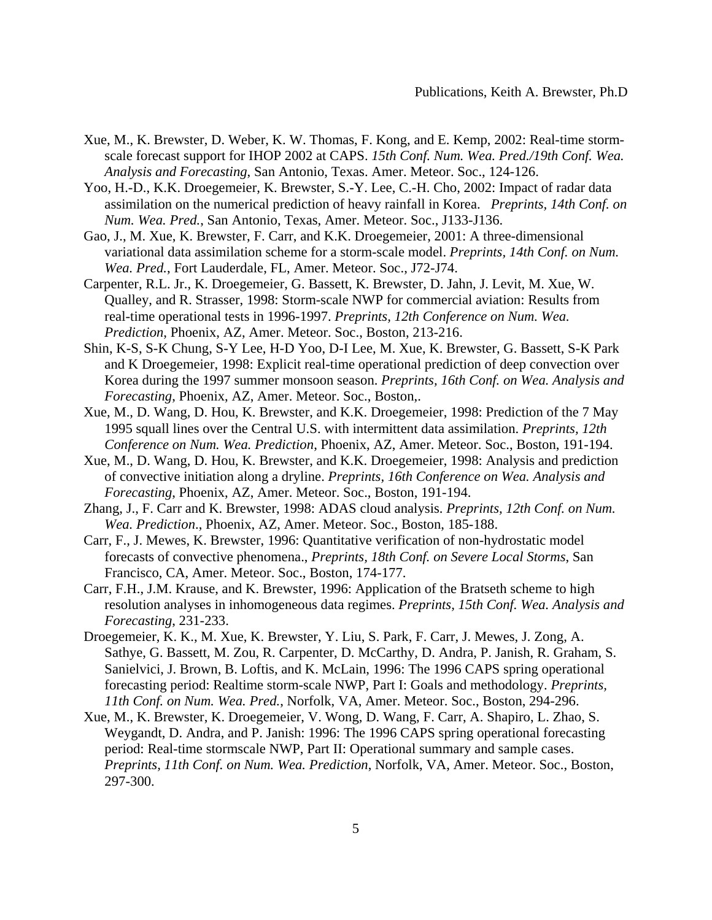Xue, M., K. Brewster, D. Weber, K. W. Thomas, F. Kong, and E. Kemp, 2002: Real-time storm-scale forecast support for IHOP 2002 at CAPS. *15th Conf. Num. Wea. Pred./19th Conf. Wea. Analysis and Forecasting*, San Antonio, Texas. Amer. Meteor. Soc., 124-126.

Yoo, H.-D., K.K. Droegemeier, K. Brewster, S.-Y. Lee, C.-H. Cho, 2002: Impact of radar data assimilation on the numerical prediction of heavy rainfall in Korea. *Preprints, 14th Conf. on Num. Wea. Pred.*, San Antonio, Texas, Amer. Meteor. Soc., J133-J136.

Gao, J., M. Xue, K. Brewster, F. Carr, and K.K. Droegemeier, 2001: A three-dimensional variational data assimilation scheme for a storm-scale model. *Preprints, 14th Conf. on Num. Wea. Pred.*, Fort Lauderdale, FL, Amer. Meteor. Soc., J72-J74.

Carpenter, R.L. Jr., K. Droegemeier, G. Bassett, K. Brewster, D. Jahn, J. Levit, M. Xue, W. Qualley, and R. Strasser, 1998: Storm-scale NWP for commercial aviation: Results from real-time operational tests in 1996-1997. *Preprints, 12th Conference on Num. Wea. Prediction*, Phoenix, AZ, Amer. Meteor. Soc., Boston, 213-216.

Shin, K-S, S-K Chung, S-Y Lee, H-D Yoo, D-I Lee, M. Xue, K. Brewster, G. Bassett, S-K Park and K Droegemeier, 1998: Explicit real-time operational prediction of deep convection over Korea during the 1997 summer monsoon season. *Preprints, 16th Conf. on Wea. Analysis and Forecasting*, Phoenix, AZ, Amer. Meteor. Soc., Boston,.

Xue, M., D. Wang, D. Hou, K. Brewster, and K.K. Droegemeier, 1998: Prediction of the 7 May 1995 squall lines over the Central U.S. with intermittent data assimilation. *Preprints, 12th Conference on Num. Wea. Prediction*, Phoenix, AZ, Amer. Meteor. Soc., Boston, 191-194.

Xue, M., D. Wang, D. Hou, K. Brewster, and K.K. Droegemeier, 1998: Analysis and prediction of convective initiation along a dryline. *Preprints, 16th Conference on Wea. Analysis and Forecasting*, Phoenix, AZ, Amer. Meteor. Soc., Boston, 191-194.

Zhang, J., F. Carr and K. Brewster, 1998: ADAS cloud analysis. *Preprints, 12th Conf. on Num. Wea. Prediction.*, Phoenix, AZ, Amer. Meteor. Soc., Boston, 185-188.

Carr, F., J. Mewes, K. Brewster, 1996: Quantitative verification of non-hydrostatic model forecasts of convective phenomena., *Preprints, 18th Conf. on Severe Local Storms*, San Francisco, CA, Amer. Meteor. Soc., Boston, 174-177.

Carr, F.H., J.M. Krause, and K. Brewster, 1996: Application of the Bratseth scheme to high resolution analyses in inhomogeneous data regimes. *Preprints, 15th Conf. Wea. Analysis and Forecasting*, 231-233.

Droegemeier, K. K., M. Xue, K. Brewster, Y. Liu, S. Park, F. Carr, J. Mewes, J. Zong, A. Sathye, G. Bassett, M. Zou, R. Carpenter, D. McCarthy, D. Andra, P. Janish, R. Graham, S. Sanielvici, J. Brown, B. Loftis, and K. McLain, 1996: The 1996 CAPS spring operational forecasting period: Realtime storm-scale NWP, Part I: Goals and methodology. *Preprints, 11th Conf. on Num. Wea. Pred.*, Norfolk, VA, Amer. Meteor. Soc., Boston, 294-296.

Xue, M., K. Brewster, K. Droegemeier, V. Wong, D. Wang, F. Carr, A. Shapiro, L. Zhao, S. Weygandt, D. Andra, and P. Janish: 1996: The 1996 CAPS spring operational forecasting period: Real-time stormscale NWP, Part II: Operational summary and sample cases. *Preprints, 11th Conf. on Num. Wea. Prediction*, Norfolk, VA, Amer. Meteor. Soc., Boston, 297-300.